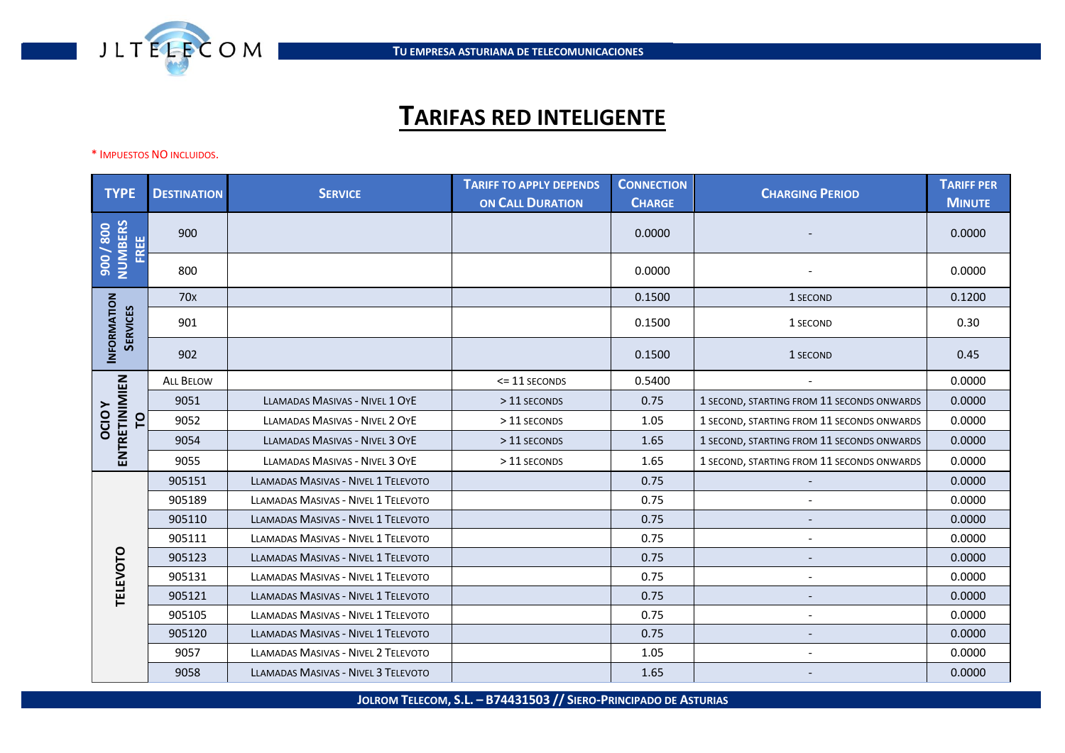# TARIFAS RED INTELIGENTE

\* IMPUESTOS NO INCLUIDOS.

| TYPE | DESTINATION | SERVICE | TARIFF TO APPLY DEPENDS ON CALL DURATION | CONNECTION CHARGE | CHARGING PERIOD | TARIFF PER MINUTE |
|---|---|---|---|---|---|---|
| 900 / 800 NUMBERS FREE | 900 | | | 0.0000 | - | 0.0000 |
| | 800 | | | 0.0000 | - | 0.0000 |
| INFORMATION SERVICES | 70x | | | 0.1500 | 1 SECOND | 0.1200 |
| | 901 | | | 0.1500 | 1 SECOND | 0.30 |
| | 902 | | | 0.1500 | 1 SECOND | 0.45 |
| OCIO Y ENTRETINIMIENTO | ALL BELOW | | <= 11 SECONDS | 0.5400 | - | 0.0000 |
| | 9051 | LLAMADAS MASIVAS - NIVEL 1 OYE | > 11 SECONDS | 0.75 | 1 SECOND, STARTING FROM 11 SECONDS ONWARDS | 0.0000 |
| | 9052 | LLAMADAS MASIVAS - NIVEL 2 OYE | > 11 SECONDS | 1.05 | 1 SECOND, STARTING FROM 11 SECONDS ONWARDS | 0.0000 |
| | 9054 | LLAMADAS MASIVAS - NIVEL 3 OYE | > 11 SECONDS | 1.65 | 1 SECOND, STARTING FROM 11 SECONDS ONWARDS | 0.0000 |
| | 9055 | LLAMADAS MASIVAS - NIVEL 3 OYE | > 11 SECONDS | 1.65 | 1 SECOND, STARTING FROM 11 SECONDS ONWARDS | 0.0000 |
| TELEVOTO | 905151 | LLAMADAS MASIVAS - NIVEL 1 TELEVOTO | | 0.75 | - | 0.0000 |
| | 905189 | LLAMADAS MASIVAS - NIVEL 1 TELEVOTO | | 0.75 | - | 0.0000 |
| | 905110 | LLAMADAS MASIVAS - NIVEL 1 TELEVOTO | | 0.75 | - | 0.0000 |
| | 905111 | LLAMADAS MASIVAS - NIVEL 1 TELEVOTO | | 0.75 | - | 0.0000 |
| | 905123 | LLAMADAS MASIVAS - NIVEL 1 TELEVOTO | | 0.75 | - | 0.0000 |
| | 905131 | LLAMADAS MASIVAS - NIVEL 1 TELEVOTO | | 0.75 | - | 0.0000 |
| | 905121 | LLAMADAS MASIVAS - NIVEL 1 TELEVOTO | | 0.75 | - | 0.0000 |
| | 905105 | LLAMADAS MASIVAS - NIVEL 1 TELEVOTO | | 0.75 | - | 0.0000 |
| | 905120 | LLAMADAS MASIVAS - NIVEL 1 TELEVOTO | | 0.75 | - | 0.0000 |
| | 9057 | LLAMADAS MASIVAS - NIVEL 2 TELEVOTO | | 1.05 | - | 0.0000 |
| | 9058 | LLAMADAS MASIVAS - NIVEL 3 TELEVOTO | | 1.65 | - | 0.0000 |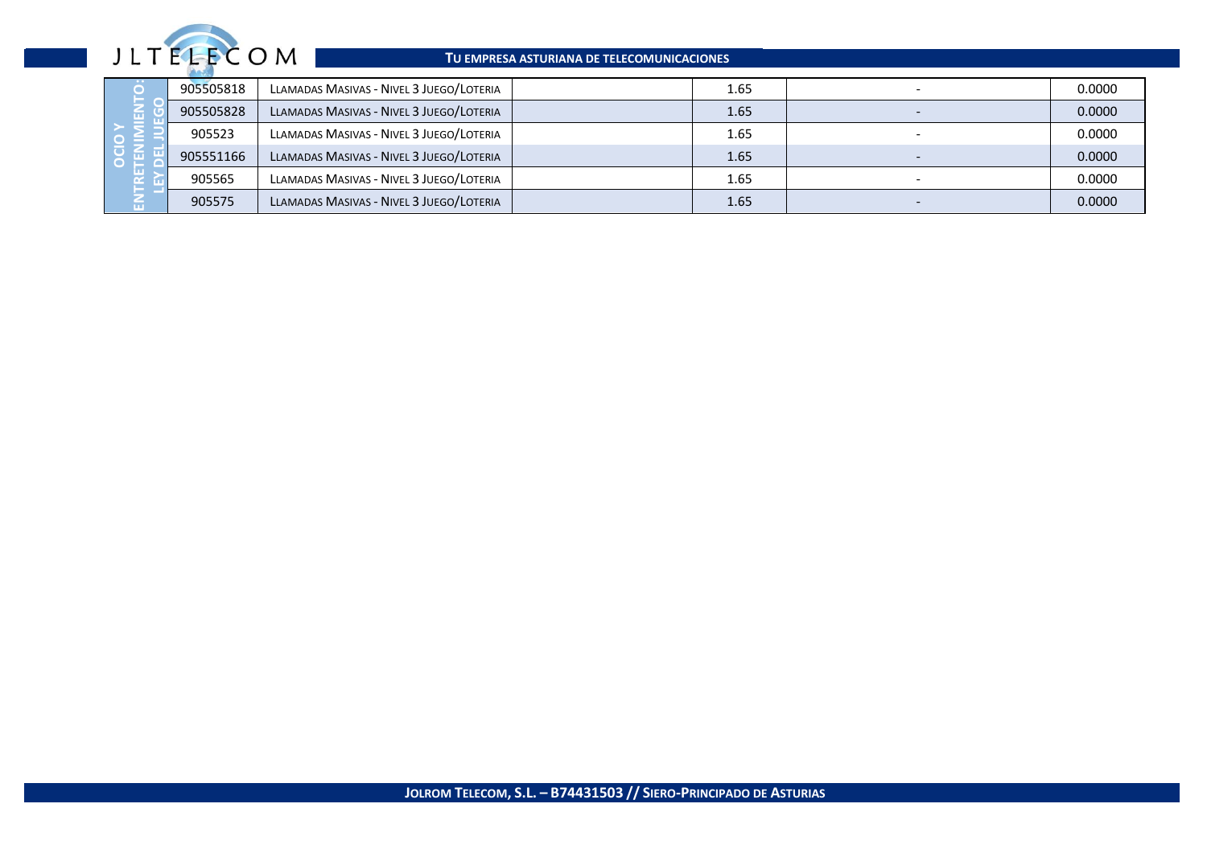| | | | | | | |
|---|---|---|---|---|---|---|
| OCIO Y ENTRETENIMIENTO: LEY DEL JUEGO | 905505818 | Llamadas Masivas - Nivel 3 Juego/Loteria | | 1.65 | - | 0.0000 |
| | 905505828 | Llamadas Masivas - Nivel 3 Juego/Loteria | | 1.65 | - | 0.0000 |
| | 905523 | Llamadas Masivas - Nivel 3 Juego/Loteria | | 1.65 | - | 0.0000 |
| | 905551166 | Llamadas Masivas - Nivel 3 Juego/Loteria | | 1.65 | - | 0.0000 |
| | 905565 | Llamadas Masivas - Nivel 3 Juego/Loteria | | 1.65 | - | 0.0000 |
| | 905575 | Llamadas Masivas - Nivel 3 Juego/Loteria | | 1.65 | - | 0.0000 |